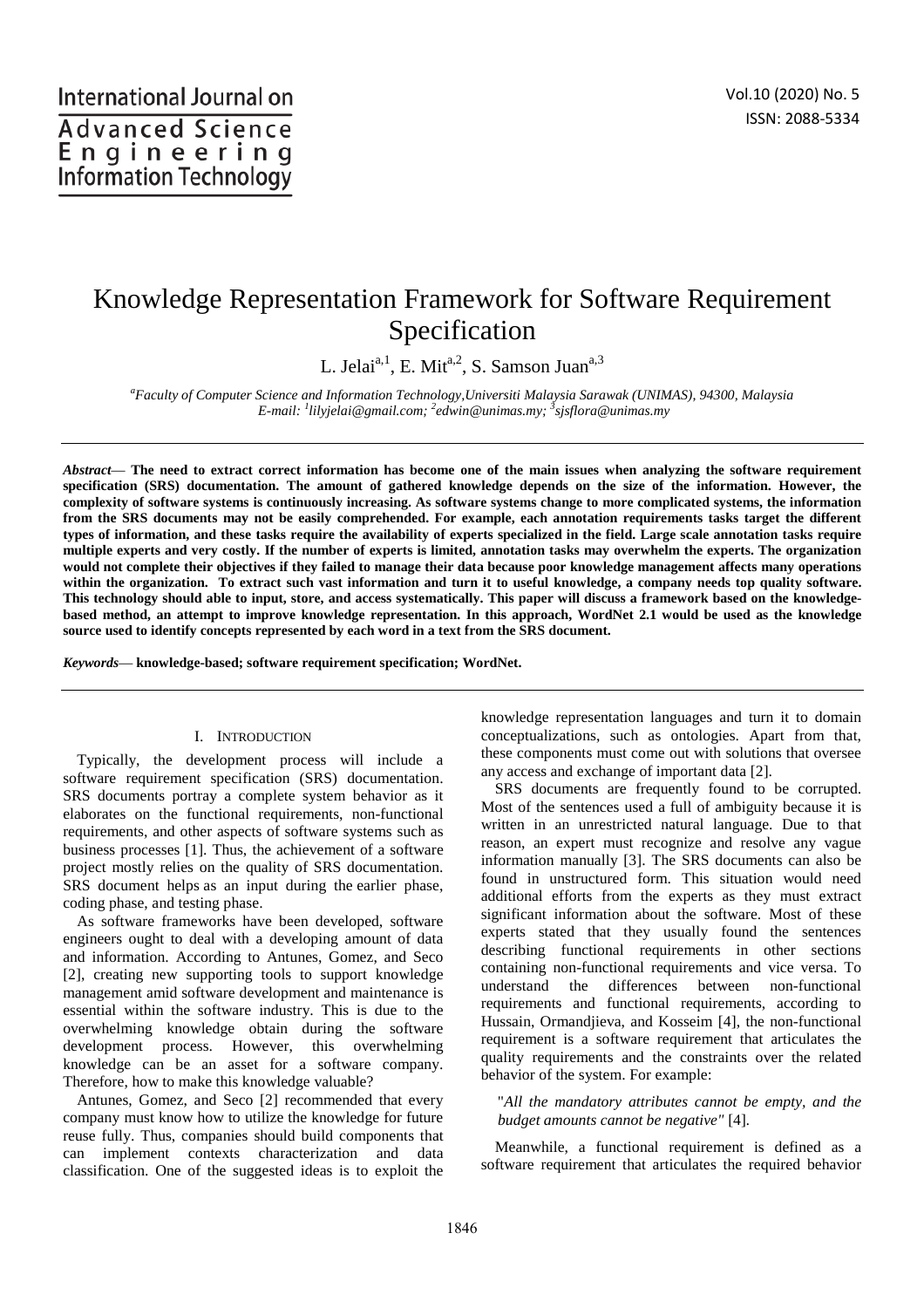# Knowledge Representation Framework for Software Requirement Specification

L. Jelai[a,1], E. Mit[a,2], S. Samson Juan[a,3]

[a]Faculty of Computer Science and Information Technology,Universiti Malaysia Sarawak (UNIMAS), 94300, Malaysia
E-mail: [1]lilyjelai@gmail.com; [2]edwin@unimas.my; [3]sjsflora@unimas.my

***Abstract*— The need to extract correct information has become one of the main issues when analyzing the software requirement specification (SRS) documentation. The amount of gathered knowledge depends on the size of the information. However, the complexity of software systems is continuously increasing. As software systems change to more complicated systems, the information from the SRS documents may not be easily comprehended. For example, each annotation requirements tasks target the different types of information, and these tasks require the availability of experts specialized in the field. Large scale annotation tasks require multiple experts and very costly. If the number of experts is limited, annotation tasks may overwhelm the experts. The organization would not complete their objectives if they failed to manage their data because poor knowledge management affects many operations within the organization. To extract such vast information and turn it to useful knowledge, a company needs top quality software. This technology should able to input, store, and access systematically. This paper will discuss a framework based on the knowledge-based method, an attempt to improve knowledge representation. In this approach, WordNet 2.1 would be used as the knowledge source used to identify concepts represented by each word in a text from the SRS document.**

***Keywords*— knowledge-based; software requirement specification; WordNet.**

## I. INTRODUCTION

Typically, the development process will include a software requirement specification (SRS) documentation. SRS documents portray a complete system behavior as it elaborates on the functional requirements, non-functional requirements, and other aspects of software systems such as business processes [1]. Thus, the achievement of a software project mostly relies on the quality of SRS documentation. SRS document helps as an input during the earlier phase, coding phase, and testing phase.

As software frameworks have been developed, software engineers ought to deal with a developing amount of data and information. According to Antunes, Gomez, and Seco [2], creating new supporting tools to support knowledge management amid software development and maintenance is essential within the software industry. This is due to the overwhelming knowledge obtain during the software development process. However, this overwhelming knowledge can be an asset for a software company. Therefore, how to make this knowledge valuable?

Antunes, Gomez, and Seco [2] recommended that every company must know how to utilize the knowledge for future reuse fully. Thus, companies should build components that can implement contexts characterization and data classification. One of the suggested ideas is to exploit the knowledge representation languages and turn it to domain conceptualizations, such as ontologies. Apart from that, these components must come out with solutions that oversee any access and exchange of important data [2].

SRS documents are frequently found to be corrupted. Most of the sentences used a full of ambiguity because it is written in an unrestricted natural language. Due to that reason, an expert must recognize and resolve any vague information manually [3]. The SRS documents can also be found in unstructured form. This situation would need additional efforts from the experts as they must extract significant information about the software. Most of these experts stated that they usually found the sentences describing functional requirements in other sections containing non-functional requirements and vice versa. To understand the differences between non-functional requirements and functional requirements, according to Hussain, Ormandjieva, and Kosseim [4], the non-functional requirement is a software requirement that articulates the quality requirements and the constraints over the related behavior of the system. For example:

> "*All the mandatory attributes cannot be empty, and the budget amounts cannot be negative"* [4].

Meanwhile, a functional requirement is defined as a software requirement that articulates the required behavior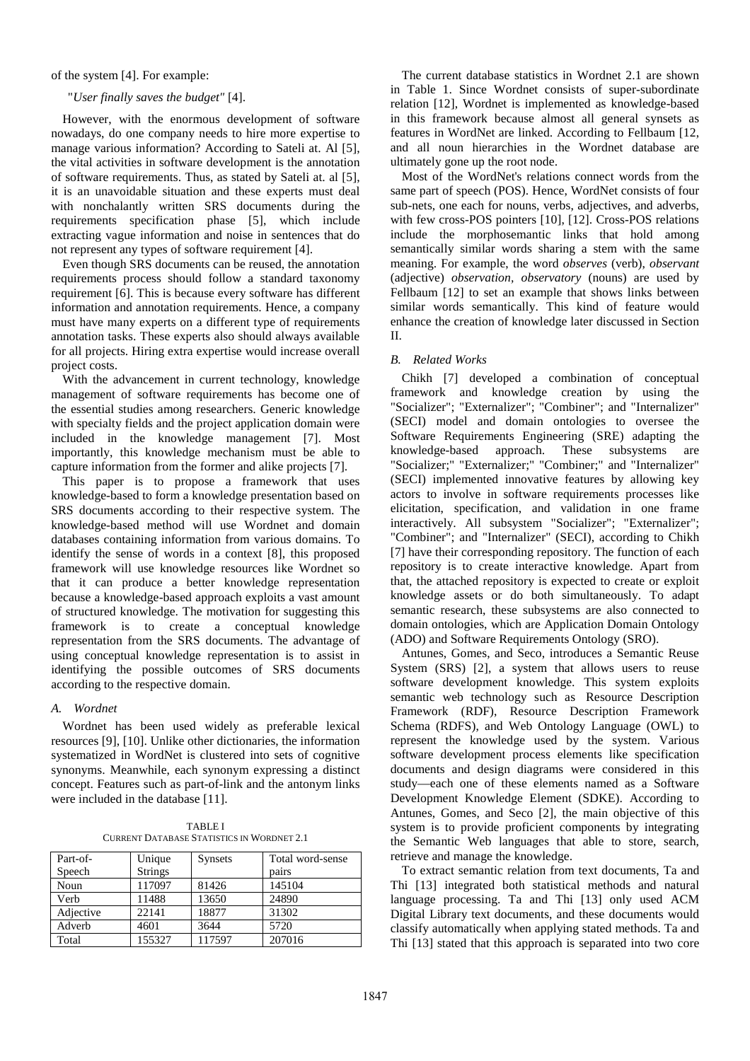of the system [4]. For example:

"*User finally saves the budget"* [4].

However, with the enormous development of software nowadays, do one company needs to hire more expertise to manage various information? According to Sateli at. Al [5], the vital activities in software development is the annotation of software requirements. Thus, as stated by Sateli at. al [5], it is an unavoidable situation and these experts must deal with nonchalantly written SRS documents during the requirements specification phase [5], which include extracting vague information and noise in sentences that do not represent any types of software requirement [4].

Even though SRS documents can be reused, the annotation requirements process should follow a standard taxonomy requirement [6]. This is because every software has different information and annotation requirements. Hence, a company must have many experts on a different type of requirements annotation tasks. These experts also should always available for all projects. Hiring extra expertise would increase overall project costs.

With the advancement in current technology, knowledge management of software requirements has become one of the essential studies among researchers. Generic knowledge with specialty fields and the project application domain were included in the knowledge management [7]. Most importantly, this knowledge mechanism must be able to capture information from the former and alike projects [7].

This paper is to propose a framework that uses knowledge-based to form a knowledge presentation based on SRS documents according to their respective system. The knowledge-based method will use Wordnet and domain databases containing information from various domains. To identify the sense of words in a context [8], this proposed framework will use knowledge resources like Wordnet so that it can produce a better knowledge representation because a knowledge-based approach exploits a vast amount of structured knowledge. The motivation for suggesting this framework is to create a conceptual knowledge representation from the SRS documents. The advantage of using conceptual knowledge representation is to assist in identifying the possible outcomes of SRS documents according to the respective domain.

### *A. Wordnet*

Wordnet has been used widely as preferable lexical resources [9], [10]. Unlike other dictionaries, the information systematized in WordNet is clustered into sets of cognitive synonyms. Meanwhile, each synonym expressing a distinct concept. Features such as part-of-link and the antonym links were included in the database [11].

TABLE I
CURRENT DATABASE STATISTICS IN WORDNET 2.1

| Part-of-Speech | Unique Strings | Synsets | Total word-sense pairs |
|---|---|---|---|
| Noun | 117097 | 81426 | 145104 |
| Verb | 11488 | 13650 | 24890 |
| Adjective | 22141 | 18877 | 31302 |
| Adverb | 4601 | 3644 | 5720 |
| Total | 155327 | 117597 | 207016 |

The current database statistics in Wordnet 2.1 are shown in Table 1. Since Wordnet consists of super-subordinate relation [12], Wordnet is implemented as knowledge-based in this framework because almost all general synsets as features in WordNet are linked. According to Fellbaum [12, and all noun hierarchies in the Wordnet database are ultimately gone up the root node.

Most of the WordNet's relations connect words from the same part of speech (POS). Hence, WordNet consists of four sub-nets, one each for nouns, verbs, adjectives, and adverbs, with few cross-POS pointers [10], [12]. Cross-POS relations include the morphosemantic links that hold among semantically similar words sharing a stem with the same meaning. For example, the word *observes* (verb), *observant* (adjective) *observation, observatory* (nouns) are used by Fellbaum [12] to set an example that shows links between similar words semantically. This kind of feature would enhance the creation of knowledge later discussed in Section II.

### *B. Related Works*

Chikh [7] developed a combination of conceptual framework and knowledge creation by using the "Socializer"; "Externalizer"; "Combiner"; and "Internalizer" (SECI) model and domain ontologies to oversee the Software Requirements Engineering (SRE) adapting the knowledge-based approach. These subsystems are "Socializer;" "Externalizer;" "Combiner;" and "Internalizer" (SECI) implemented innovative features by allowing key actors to involve in software requirements processes like elicitation, specification, and validation in one frame interactively. All subsystem "Socializer"; "Externalizer"; "Combiner"; and "Internalizer" (SECI), according to Chikh [7] have their corresponding repository. The function of each repository is to create interactive knowledge. Apart from that, the attached repository is expected to create or exploit knowledge assets or do both simultaneously. To adapt semantic research, these subsystems are also connected to domain ontologies, which are Application Domain Ontology (ADO) and Software Requirements Ontology (SRO).

Antunes, Gomes, and Seco, introduces a Semantic Reuse System (SRS) [2], a system that allows users to reuse software development knowledge. This system exploits semantic web technology such as Resource Description Framework (RDF), Resource Description Framework Schema (RDFS), and Web Ontology Language (OWL) to represent the knowledge used by the system. Various software development process elements like specification documents and design diagrams were considered in this study—each one of these elements named as a Software Development Knowledge Element (SDKE). According to Antunes, Gomes, and Seco [2], the main objective of this system is to provide proficient components by integrating the Semantic Web languages that able to store, search, retrieve and manage the knowledge.

To extract semantic relation from text documents, Ta and Thi [13] integrated both statistical methods and natural language processing. Ta and Thi [13] only used ACM Digital Library text documents, and these documents would classify automatically when applying stated methods. Ta and Thi [13] stated that this approach is separated into two core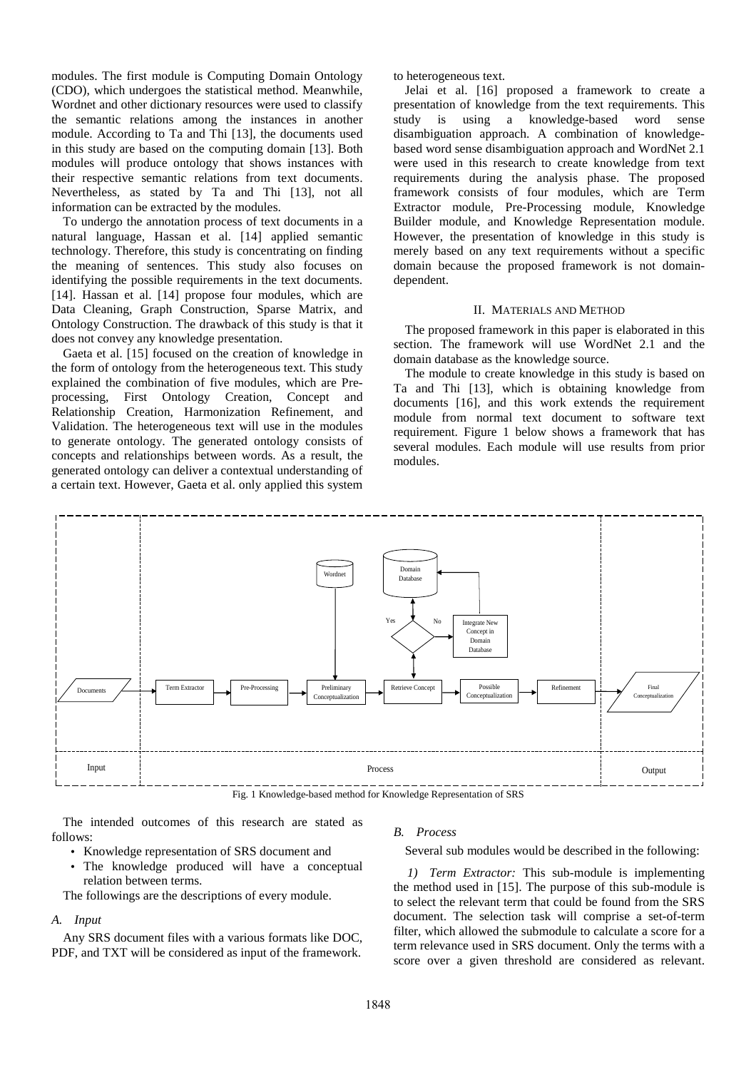modules. The first module is Computing Domain Ontology (CDO), which undergoes the statistical method. Meanwhile, Wordnet and other dictionary resources were used to classify the semantic relations among the instances in another module. According to Ta and Thi [13], the documents used in this study are based on the computing domain [13]. Both modules will produce ontology that shows instances with their respective semantic relations from text documents. Nevertheless, as stated by Ta and Thi [13], not all information can be extracted by the modules.

To undergo the annotation process of text documents in a natural language, Hassan et al. [14] applied semantic technology. Therefore, this study is concentrating on finding the meaning of sentences. This study also focuses on identifying the possible requirements in the text documents. [14]. Hassan et al. [14] propose four modules, which are Data Cleaning, Graph Construction, Sparse Matrix, and Ontology Construction. The drawback of this study is that it does not convey any knowledge presentation.

Gaeta et al. [15] focused on the creation of knowledge in the form of ontology from the heterogeneous text. This study explained the combination of five modules, which are Pre-processing, First Ontology Creation, Concept and Relationship Creation, Harmonization Refinement, and Validation. The heterogeneous text will use in the modules to generate ontology. The generated ontology consists of concepts and relationships between words. As a result, the generated ontology can deliver a contextual understanding of a certain text. However, Gaeta et al. only applied this system to heterogeneous text.

Jelai et al. [16] proposed a framework to create a presentation of knowledge from the text requirements. This study is using a knowledge-based word sense disambiguation approach. A combination of knowledge-based word sense disambiguation approach and WordNet 2.1 were used in this research to create knowledge from text requirements during the analysis phase. The proposed framework consists of four modules, which are Term Extractor module, Pre-Processing module, Knowledge Builder module, and Knowledge Representation module. However, the presentation of knowledge in this study is merely based on any text requirements without a specific domain because the proposed framework is not domain-dependent.

## II. Materials and Method

The proposed framework in this paper is elaborated in this section. The framework will use WordNet 2.1 and the domain database as the knowledge source.

The module to create knowledge in this study is based on Ta and Thi [13], which is obtaining knowledge from documents [16], and this work extends the requirement module from normal text document to software text requirement. Figure 1 below shows a framework that has several modules. Each module will use results from prior modules.

Fig. 1 Knowledge-based method for Knowledge Representation of SRS

The intended outcomes of this research are stated as follows:

- Knowledge representation of SRS document and
- The knowledge produced will have a conceptual relation between terms.

The followings are the descriptions of every module.

### A. Input

Any SRS document files with a various formats like DOC, PDF, and TXT will be considered as input of the framework.

### B. Process

Several sub modules would be described in the following:

*1) Term Extractor:* This sub-module is implementing the method used in [15]. The purpose of this sub-module is to select the relevant term that could be found from the SRS document. The selection task will comprise a set-of-term filter, which allowed the submodule to calculate a score for a term relevance used in SRS document. Only the terms with a score over a given threshold are considered as relevant.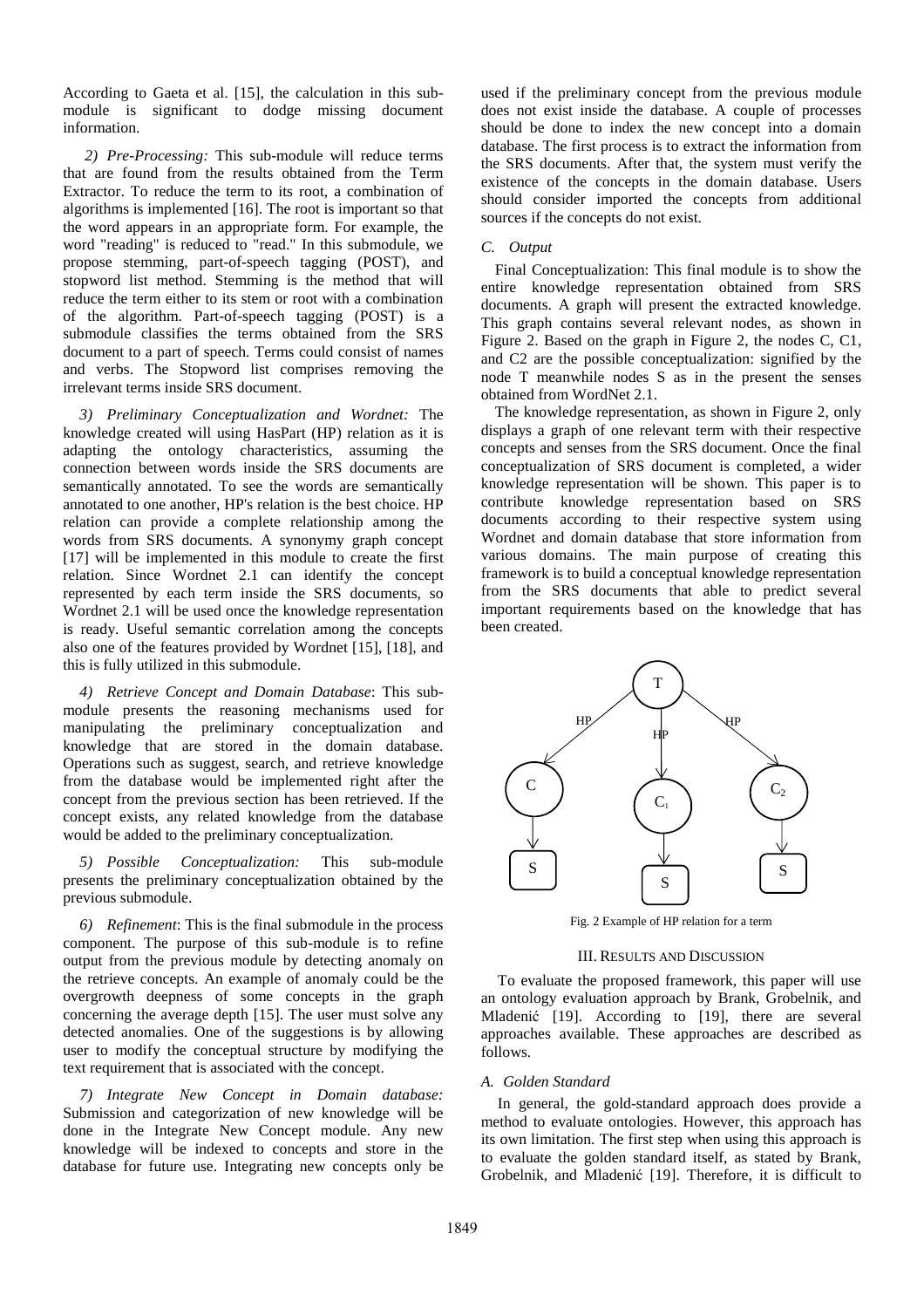According to Gaeta et al. [15], the calculation in this sub-module is significant to dodge missing document information.

*2) Pre-Processing:* This sub-module will reduce terms that are found from the results obtained from the Term Extractor. To reduce the term to its root, a combination of algorithms is implemented [16]. The root is important so that the word appears in an appropriate form. For example, the word "reading" is reduced to "read." In this submodule, we propose stemming, part-of-speech tagging (POST), and stopword list method. Stemming is the method that will reduce the term either to its stem or root with a combination of the algorithm. Part-of-speech tagging (POST) is a submodule classifies the terms obtained from the SRS document to a part of speech. Terms could consist of names and verbs. The Stopword list comprises removing the irrelevant terms inside SRS document.

*3) Preliminary Conceptualization and Wordnet:* The knowledge created will using HasPart (HP) relation as it is adapting the ontology characteristics, assuming the connection between words inside the SRS documents are semantically annotated. To see the words are semantically annotated to one another, HP's relation is the best choice. HP relation can provide a complete relationship among the words from SRS documents. A synonymy graph concept [17] will be implemented in this module to create the first relation. Since Wordnet 2.1 can identify the concept represented by each term inside the SRS documents, so Wordnet 2.1 will be used once the knowledge representation is ready. Useful semantic correlation among the concepts also one of the features provided by Wordnet [15], [18], and this is fully utilized in this submodule.

*4) Retrieve Concept and Domain Database*: This sub-module presents the reasoning mechanisms used for manipulating the preliminary conceptualization and knowledge that are stored in the domain database. Operations such as suggest, search, and retrieve knowledge from the database would be implemented right after the concept from the previous section has been retrieved. If the concept exists, any related knowledge from the database would be added to the preliminary conceptualization.

*5) Possible Conceptualization:* This sub-module presents the preliminary conceptualization obtained by the previous submodule.

*6) Refinement*: This is the final submodule in the process component. The purpose of this sub-module is to refine output from the previous module by detecting anomaly on the retrieve concepts. An example of anomaly could be the overgrowth deepness of some concepts in the graph concerning the average depth [15]. The user must solve any detected anomalies. One of the suggestions is by allowing user to modify the conceptual structure by modifying the text requirement that is associated with the concept.

*7) Integrate New Concept in Domain database:* Submission and categorization of new knowledge will be done in the Integrate New Concept module. Any new knowledge will be indexed to concepts and store in the database for future use. Integrating new concepts only be used if the preliminary concept from the previous module does not exist inside the database. A couple of processes should be done to index the new concept into a domain database. The first process is to extract the information from the SRS documents. After that, the system must verify the existence of the concepts in the domain database. Users should consider imported the concepts from additional sources if the concepts do not exist.

### *C. Output*

Final Conceptualization: This final module is to show the entire knowledge representation obtained from SRS documents. A graph will present the extracted knowledge. This graph contains several relevant nodes, as shown in Figure 2. Based on the graph in Figure 2, the nodes C, C1, and C2 are the possible conceptualization: signified by the node T meanwhile nodes S as in the present the senses obtained from WordNet 2.1.

The knowledge representation, as shown in Figure 2, only displays a graph of one relevant term with their respective concepts and senses from the SRS document. Once the final conceptualization of SRS document is completed, a wider knowledge representation will be shown. This paper is to contribute knowledge representation based on SRS documents according to their respective system using Wordnet and domain database that store information from various domains. The main purpose of creating this framework is to build a conceptual knowledge representation from the SRS documents that able to predict several important requirements based on the knowledge that has been created.

Fig. 2 Example of HP relation for a term

## III. Results and Discussion

To evaluate the proposed framework, this paper will use an ontology evaluation approach by Brank, Grobelnik, and Mladenić [19]. According to [19], there are several approaches available. These approaches are described as follows.

### *A. Golden Standard*

In general, the gold-standard approach does provide a method to evaluate ontologies. However, this approach has its own limitation. The first step when using this approach is to evaluate the golden standard itself, as stated by Brank, Grobelnik, and Mladenić [19]. Therefore, it is difficult to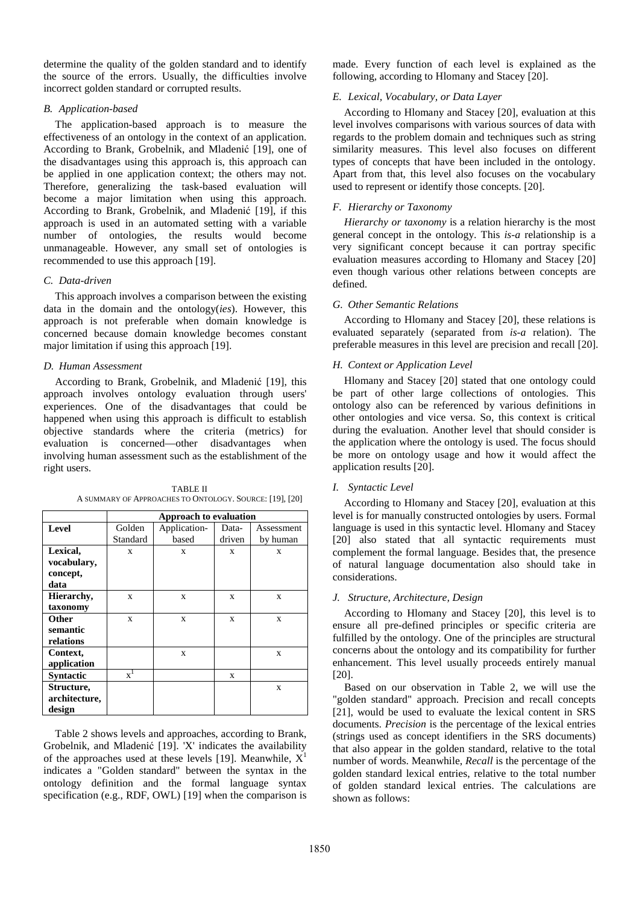determine the quality of the golden standard and to identify the source of the errors. Usually, the difficulties involve incorrect golden standard or corrupted results.

### *B. Application-based*

The application-based approach is to measure the effectiveness of an ontology in the context of an application. According to Brank, Grobelnik, and Mladenić [19], one of the disadvantages using this approach is, this approach can be applied in one application context; the others may not. Therefore, generalizing the task-based evaluation will become a major limitation when using this approach. According to Brank, Grobelnik, and Mladenić [19], if this approach is used in an automated setting with a variable number of ontologies, the results would become unmanageable. However, any small set of ontologies is recommended to use this approach [19].

### *C. Data-driven*

This approach involves a comparison between the existing data in the domain and the ontology(*ies*). However, this approach is not preferable when domain knowledge is concerned because domain knowledge becomes constant major limitation if using this approach [19].

### *D. Human Assessment*

According to Brank, Grobelnik, and Mladenić [19], this approach involves ontology evaluation through users' experiences. One of the disadvantages that could be happened when using this approach is difficult to establish objective standards where the criteria (metrics) for evaluation is concerned—other disadvantages when involving human assessment such as the establishment of the right users.

TABLE II
A SUMMARY OF APPROACHES TO ONTOLOGY. SOURCE: [19], [20]

| Level | Approach to evaluation | | | |
|---|---|---|---|---|
| | Golden Standard | Application-based | Data-driven | Assessment by human |
| **Lexical, vocabulary, concept, data** | x | x | x | x |
| **Hierarchy, taxonomy** | x | x | x | x |
| **Other semantic relations** | x | x | x | x |
| **Context, application** | | x | | x |
| **Syntactic** | $x^1$ | | x | |
| **Structure, architecture, design** | | | | x |

Table 2 shows levels and approaches, according to Brank, Grobelnik, and Mladenić [19]. 'X' indicates the availability of the approaches used at these levels [19]. Meanwhile, $X^1$ indicates a "Golden standard" between the syntax in the ontology definition and the formal language syntax specification (e.g., RDF, OWL) [19] when the comparison is made. Every function of each level is explained as the following, according to Hlomany and Stacey [20].

### *E. Lexical, Vocabulary, or Data Layer*

According to Hlomany and Stacey [20], evaluation at this level involves comparisons with various sources of data with regards to the problem domain and techniques such as string similarity measures. This level also focuses on different types of concepts that have been included in the ontology. Apart from that, this level also focuses on the vocabulary used to represent or identify those concepts. [20].

### *F. Hierarchy or Taxonomy*

*Hierarchy or taxonomy* is a relation hierarchy is the most general concept in the ontology. This *is-a* relationship is a very significant concept because it can portray specific evaluation measures according to Hlomany and Stacey [20] even though various other relations between concepts are defined.

### *G. Other Semantic Relations*

According to Hlomany and Stacey [20], these relations is evaluated separately (separated from *is-a* relation). The preferable measures in this level are precision and recall [20].

### *H. Context or Application Level*

Hlomany and Stacey [20] stated that one ontology could be part of other large collections of ontologies. This ontology also can be referenced by various definitions in other ontologies and vice versa. So, this context is critical during the evaluation. Another level that should consider is the application where the ontology is used. The focus should be more on ontology usage and how it would affect the application results [20].

### *I. Syntactic Level*

According to Hlomany and Stacey [20], evaluation at this level is for manually constructed ontologies by users. Formal language is used in this syntactic level. Hlomany and Stacey [20] also stated that all syntactic requirements must complement the formal language. Besides that, the presence of natural language documentation also should take in considerations.

### *J. Structure, Architecture, Design*

According to Hlomany and Stacey [20], this level is to ensure all pre-defined principles or specific criteria are fulfilled by the ontology. One of the principles are structural concerns about the ontology and its compatibility for further enhancement. This level usually proceeds entirely manual [20].

Based on our observation in Table 2, we will use the "golden standard" approach. Precision and recall concepts [21], would be used to evaluate the lexical content in SRS documents. *Precision* is the percentage of the lexical entries (strings used as concept identifiers in the SRS documents) that also appear in the golden standard, relative to the total number of words. Meanwhile, *Recall* is the percentage of the golden standard lexical entries, relative to the total number of golden standard lexical entries. The calculations are shown as follows: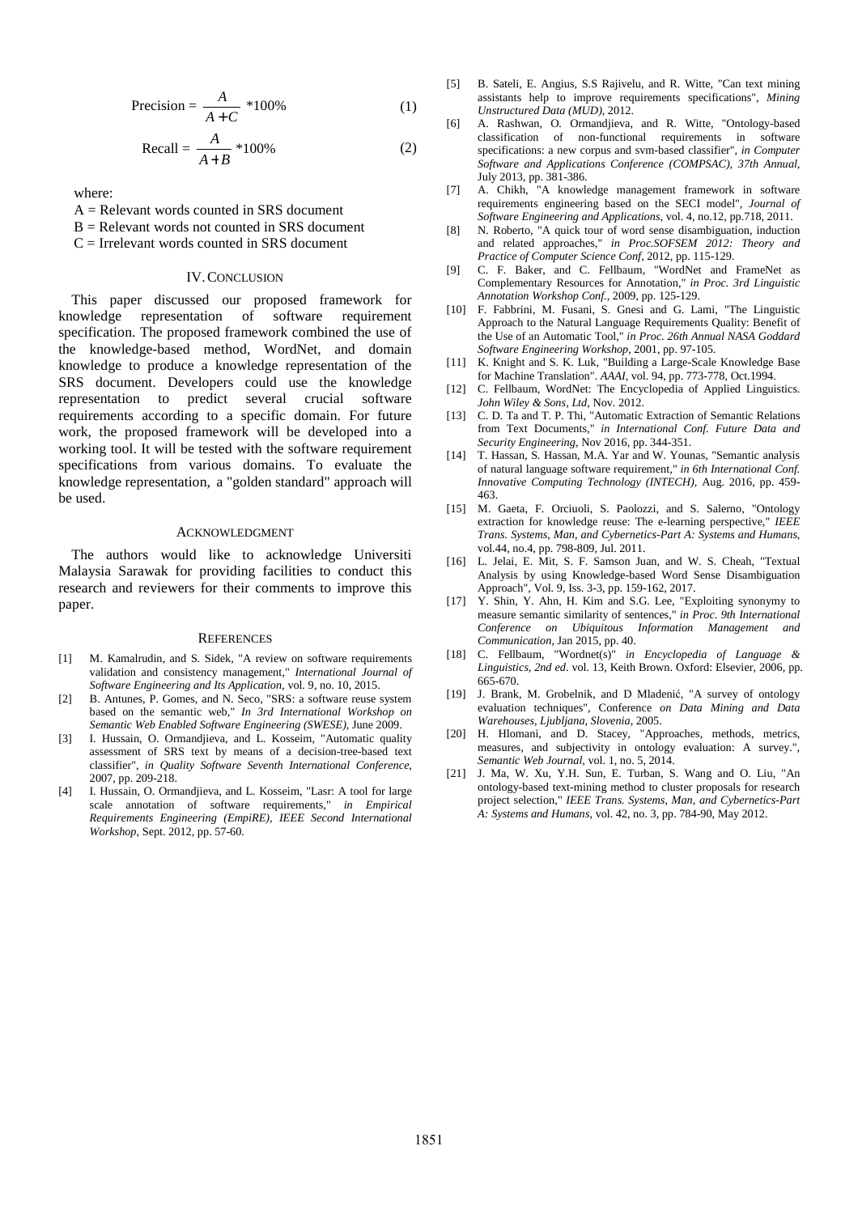$$\text{Precision} = \frac{A}{A+C} *100\% \quad (1)$$

$$\text{Recall} = \frac{A}{A+B} *100\% \quad (2)$$

where:

A = Relevant words counted in SRS document

B = Relevant words not counted in SRS document

C = Irrelevant words counted in SRS document

## IV. Conclusion

This paper discussed our proposed framework for knowledge representation of software requirement specification. The proposed framework combined the use of the knowledge-based method, WordNet, and domain knowledge to produce a knowledge representation of the SRS document. Developers could use the knowledge representation to predict several crucial software requirements according to a specific domain. For future work, the proposed framework will be developed into a working tool. It will be tested with the software requirement specifications from various domains. To evaluate the knowledge representation, a "golden standard" approach will be used.

## Acknowledgment

The authors would like to acknowledge Universiti Malaysia Sarawak for providing facilities to conduct this research and reviewers for their comments to improve this paper.

## References

[1] M. Kamalrudin, and S. Sidek, "A review on software requirements validation and consistency management," *International Journal of Software Engineering and Its Application*, vol. 9, no. 10, 2015.

[2] B. Antunes, P. Gomes, and N. Seco, "SRS: a software reuse system based on the semantic web," *In 3rd International Workshop on Semantic Web Enabled Software Engineering (SWESE)*, June 2009.

[3] I. Hussain, O. Ormandjieva, and L. Kosseim, "Automatic quality assessment of SRS text by means of a decision-tree-based text classifier", *in Quality Software Seventh International Conference*, 2007, pp. 209-218.

[4] I. Hussain, O. Ormandjieva, and L. Kosseim, "Lasr: A tool for large scale annotation of software requirements," *in Empirical Requirements Engineering (EmpiRE), IEEE Second International Workshop*, Sept. 2012, pp. 57-60.

[5] B. Sateli, E. Angius, S.S Rajivelu, and R. Witte, "Can text mining assistants help to improve requirements specifications", *Mining Unstructured Data (MUD)*, 2012.

[6] A. Rashwan, O. Ormandjieva, and R. Witte, "Ontology-based classification of non-functional requirements in software specifications: a new corpus and svm-based classifier", *in Computer Software and Applications Conference (COMPSAC), 37th Annual*, July 2013, pp. 381-386.

[7] A. Chikh, "A knowledge management framework in software requirements engineering based on the SECI model", *Journal of Software Engineering and Applications*, vol. 4, no.12, pp.718, 2011.

[8] N. Roberto, "A quick tour of word sense disambiguation, induction and related approaches," *in Proc.SOFSEM 2012: Theory and Practice of Computer Science Conf*, 2012, pp. 115-129.

[9] C. F. Baker, and C. Fellbaum, "WordNet and FrameNet as Complementary Resources for Annotation," *in Proc. 3rd Linguistic Annotation Workshop Conf.*, 2009, pp. 125-129.

[10] F. Fabbrini, M. Fusani, S. Gnesi and G. Lami, "The Linguistic Approach to the Natural Language Requirements Quality: Benefit of the Use of an Automatic Tool," *in Proc. 26th Annual NASA Goddard Software Engineering Workshop*, 2001, pp. 97-105.

[11] K. Knight and S. K. Luk, "Building a Large-Scale Knowledge Base for Machine Translation". *AAAI*, vol. 94, pp. 773-778, Oct.1994.

[12] C. Fellbaum, WordNet: The Encyclopedia of Applied Linguistics. *John Wiley & Sons, Ltd*, Nov. 2012.

[13] C. D. Ta and T. P. Thi, "Automatic Extraction of Semantic Relations from Text Documents," *in International Conf. Future Data and Security Engineering*, Nov 2016, pp. 344-351.

[14] T. Hassan, S. Hassan, M.A. Yar and W. Younas, "Semantic analysis of natural language software requirement," *in 6th International Conf. Innovative Computing Technology (INTECH)*, Aug. 2016, pp. 459-463.

[15] M. Gaeta, F. Orciuoli, S. Paolozzi, and S. Salerno, "Ontology extraction for knowledge reuse: The e-learning perspective," *IEEE Trans. Systems, Man, and Cybernetics-Part A: Systems and Humans*, vol.44, no.4, pp. 798-809, Jul. 2011.

[16] L. Jelai, E. Mit, S. F. Samson Juan, and W. S. Cheah, "Textual Analysis by using Knowledge-based Word Sense Disambiguation Approach", Vol. 9, Iss. 3-3, pp. 159-162, 2017.

[17] Y. Shin, Y. Ahn, H. Kim and S.G. Lee, "Exploiting synonymy to measure semantic similarity of sentences," *in Proc. 9th International Conference on Ubiquitous Information Management and Communication*, Jan 2015, pp. 40.

[18] C. Fellbaum, "Wordnet(s)" *in Encyclopedia of Language & Linguistics, 2nd ed*. vol. 13, Keith Brown. Oxford: Elsevier, 2006, pp. 665-670.

[19] J. Brank, M. Grobelnik, and D Mladenić, "A survey of ontology evaluation techniques", Conference *on Data Mining and Data Warehouses, Ljubljana, Slovenia*, 2005.

[20] H. Hlomani, and D. Stacey, "Approaches, methods, metrics, measures, and subjectivity in ontology evaluation: A survey.", *Semantic Web Journal*, vol. 1, no. 5, 2014.

[21] J. Ma, W. Xu, Y.H. Sun, E. Turban, S. Wang and O. Liu, "An ontology-based text-mining method to cluster proposals for research project selection," *IEEE Trans. Systems, Man, and Cybernetics-Part A: Systems and Humans*, vol. 42, no. 3, pp. 784-90, May 2012.